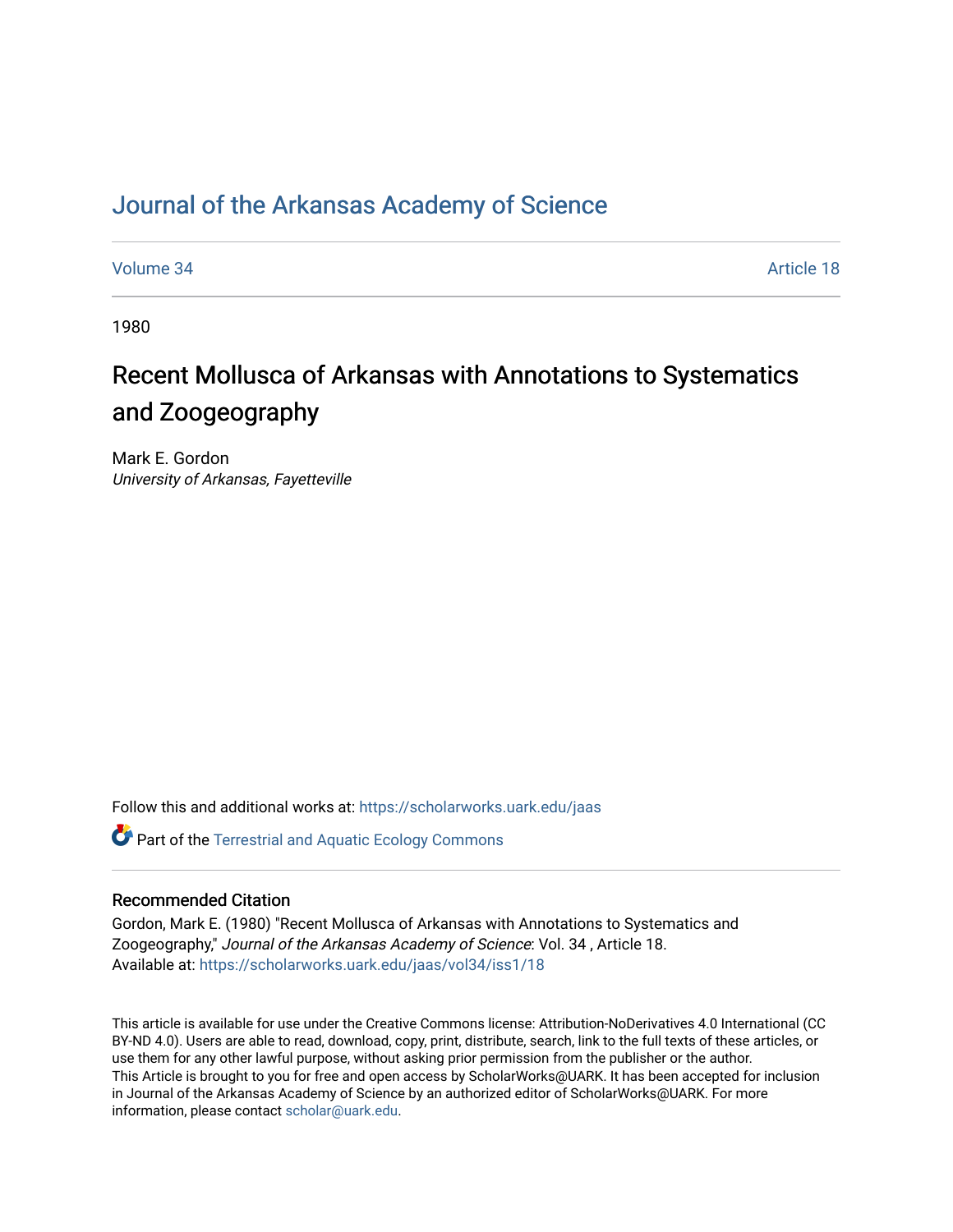# Journal of the Arkansas Academy of Science

Volume 34 | Article 18

1980

## Recent Mollusca of Arkansas with Annotations to Systematics and Zoogeography

Mark E. Gordon
*University of Arkansas, Fayetteville*

Follow this and additional works at: https://scholarworks.uark.edu/jaas

Part of the Terrestrial and Aquatic Ecology Commons

### Recommended Citation

Gordon, Mark E. (1980) "Recent Mollusca of Arkansas with Annotations to Systematics and Zoogeography," *Journal of the Arkansas Academy of Science*: Vol. 34 , Article 18.
Available at: https://scholarworks.uark.edu/jaas/vol34/iss1/18

This article is available for use under the Creative Commons license: Attribution-NoDerivatives 4.0 International (CC BY-ND 4.0). Users are able to read, download, copy, print, distribute, search, link to the full texts of these articles, or use them for any other lawful purpose, without asking prior permission from the publisher or the author.
This Article is brought to you for free and open access by ScholarWorks@UARK. It has been accepted for inclusion in Journal of the Arkansas Academy of Science by an authorized editor of ScholarWorks@UARK. For more information, please contact scholar@uark.edu.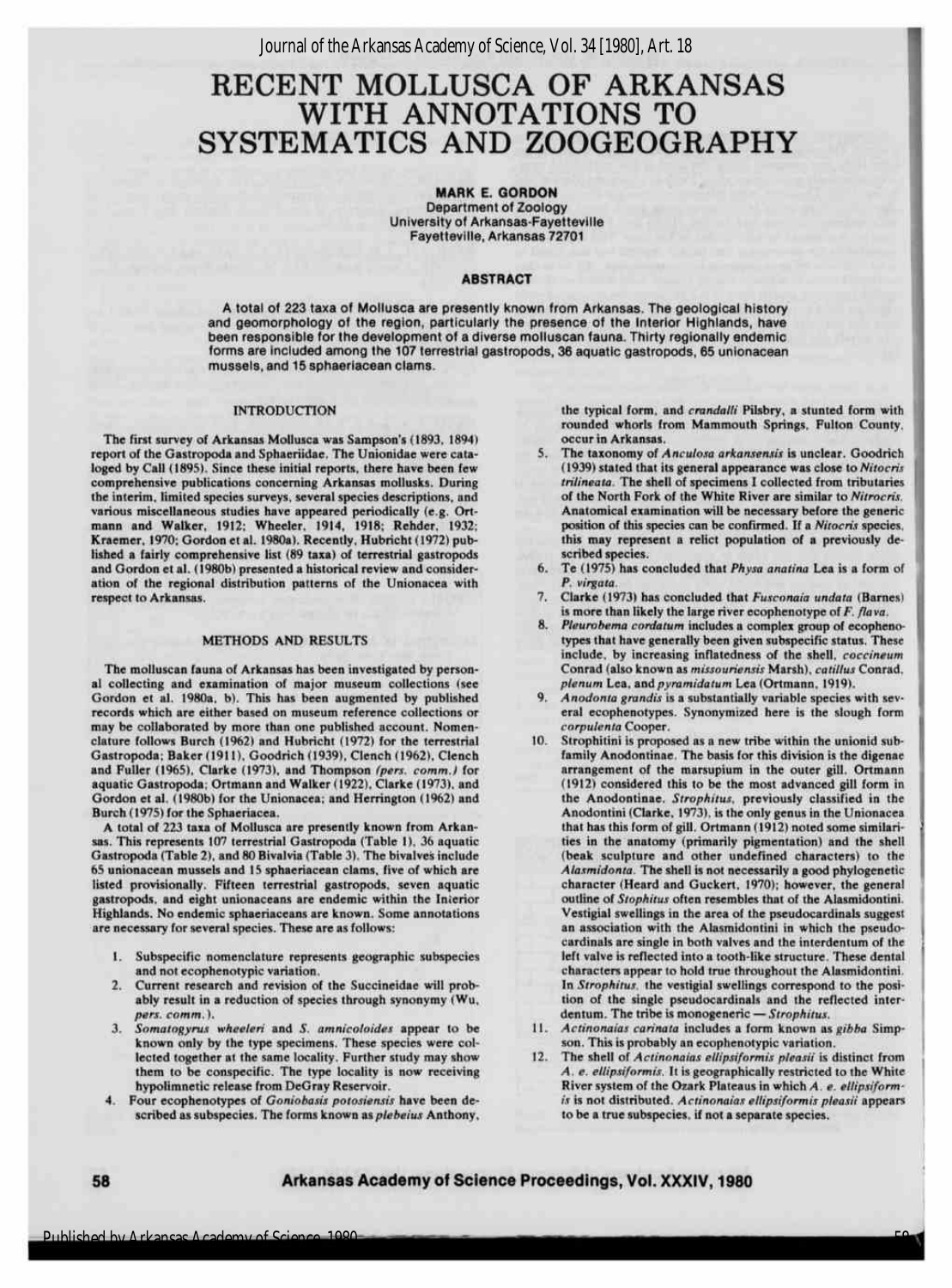# RECENT MOLLUSCA OF ARKANSAS WITH ANNOTATIONS TO SYSTEMATICS AND ZOOGEOGRAPHY

**MARK E. GORDON**
Department of Zoology
University of Arkansas-Fayetteville
Fayetteville, Arkansas 72701

## ABSTRACT

A total of 223 taxa of Mollusca are presently known from Arkansas. The geological history and geomorphology of the region, particularly the presence of the Interior Highlands, have been responsible for the development of a diverse molluscan fauna. Thirty regionally endemic forms are included among the 107 terrestrial gastropods, 36 aquatic gastropods, 65 unionacean mussels, and 15 sphaeriacean clams.

## INTRODUCTION

The first survey of Arkansas Mollusca was Sampson's (1893, 1894) report of the Gastropoda and Sphaeriidae. The Unionidae were cataloged by Call (1895). Since these initial reports, there have been few comprehensive publications concerning Arkansas mollusks. During the interim, limited species surveys, several species descriptions, and various miscellaneous studies have appeared periodically (e.g. Ortmann and Walker, 1912; Wheeler, 1914, 1918; Rehder, 1932; Kraemer, 1970; Gordon et al. 1980a). Recently, Hubricht (1972) published a fairly comprehensive list (89 taxa) of terrestrial gastropods and Gordon et al. (1980b) presented a historical review and consideration of the regional distribution patterns of the Unionacea with respect to Arkansas.

## METHODS AND RESULTS

The molluscan fauna of Arkansas has been investigated by personal collecting and examination of major museum collections (see Gordon et al. 1980a, b). This has been augmented by published records which are either based on museum reference collections or may be collaborated by more than one published account. Nomenclature follows Burch (1962) and Hubricht (1972) for the terrestrial Gastropoda; Baker (1911), Goodrich (1939), Clench (1962), Clench and Fuller (1965), Clarke (1973), and Thompson *(pers. comm.)* for aquatic Gastropoda; Ortmann and Walker (1922), Clarke (1973), and Gordon et al. (1980b) for the Unionacea; and Herrington (1962) and Burch (1975) for the Sphaeriacea.

A total of 223 taxa of Mollusca are presently known from Arkansas. This represents 107 terrestrial Gastropoda (Table 1), 36 aquatic Gastropoda (Table 2), and 80 Bivalvia (Table 3). The bivalves include 65 unionacean mussels and 15 sphaeriacean clams, five of which are listed provisionally. Fifteen terrestrial gastropods, seven aquatic gastropods, and eight unionaceans are endemic within the Interior Highlands. No endemic sphaeriaceans are known. Some annotations are necessary for several species. These are as follows:

1. Subspecific nomenclature represents geographic subspecies and not ecophenotypic variation.
2. Current research and revision of the Succineidae will probably result in a reduction of species through synonymy (Wu, *pers. comm.*).
3. *Somatogyrus wheeleri* and *S. amnicoloides* appear to be known only by the type specimens. These species were collected together at the same locality. Further study may show them to be conspecific. The type locality is now receiving hypolimnetic release from DeGray Reservoir.
4. Four ecophenotypes of *Goniobasis potosiensis* have been described as subspecies. The forms known as *plebeius* Anthony, the typical form, and *crandalli* Pilsbry, a stunted form with rounded whorls from Mammouth Springs, Fulton County, occur in Arkansas.
5. The taxonomy of *Anculosa arkansensis* is unclear. Goodrich (1939) stated that its general appearance was close to *Nitocris trilineata*. The shell of specimens I collected from tributaries of the North Fork of the White River are similar to *Nitrocris*. Anatomical examination will be necessary before the generic position of this species can be confirmed. If a *Nitocris* species, this may represent a relict population of a previously described species.
6. Te (1975) has concluded that *Physa anatina* Lea is a form of *P. virgata*.
7. Clarke (1973) has concluded that *Fusconaia undata* (Barnes) is more than likely the large river ecophenotype of *F. flava*.
8. *Pleurobema cordatum* includes a complex group of ecophenotypes that have generally been given subspecific status. These include, by increasing inflatedness of the shell, *coccineum* Conrad (also known as *missouriensis* Marsh), *catillus* Conrad, *plenum* Lea, and *pyramidatum* Lea (Ortmann, 1919).
9. *Anodonta grandis* is a substantially variable species with several ecophenotypes. Synonymized here is the slough form *corpulenta* Cooper.
10. Strophitini is proposed as a new tribe within the unionid subfamily Anodontinae. The basis for this division is the digenae arrangement of the marsupium in the outer gill. Ortmann (1912) considered this to be the most advanced gill form in the Anodontinae. *Strophitus*, previously classified in the Anodontini (Clarke, 1973), is the only genus in the Unionacea that has this form of gill. Ortmann (1912) noted some similarities in the anatomy (primarily pigmentation) and the shell (beak sculpture and other undefined characters) to the *Alasmidonta*. The shell is not necessarily a good phylogenetic character (Heard and Guckert, 1970); however, the general outline of *Stophitus* often resembles that of the Alasmidontini. Vestigial swellings in the area of the pseudocardinals suggest an association with the Alasmidontini in which the pseudocardinals are single in both valves and the interdentum of the left valve is reflected into a tooth-like structure. These dental characters appear to hold true throughout the Alasmidontini. In *Strophitus*, the vestigial swellings correspond to the position of the single pseudocardinals and the reflected interdentum. The tribe is monogeneric — *Strophitus*.
11. *Actinonaias carinata* includes a form known as *gibba* Simpson. This is probably an ecophenotypic variation.
12. The shell of *Actinonaias ellipsiformis pleasii* is distinct from *A. e. ellipsiformis*. It is geographically restricted to the White River system of the Ozark Plateaus in which *A. e. ellipsiformis* is not distributed. *Actinonaias ellipsiformis pleasii* appears to be a true subspecies, if not a separate species.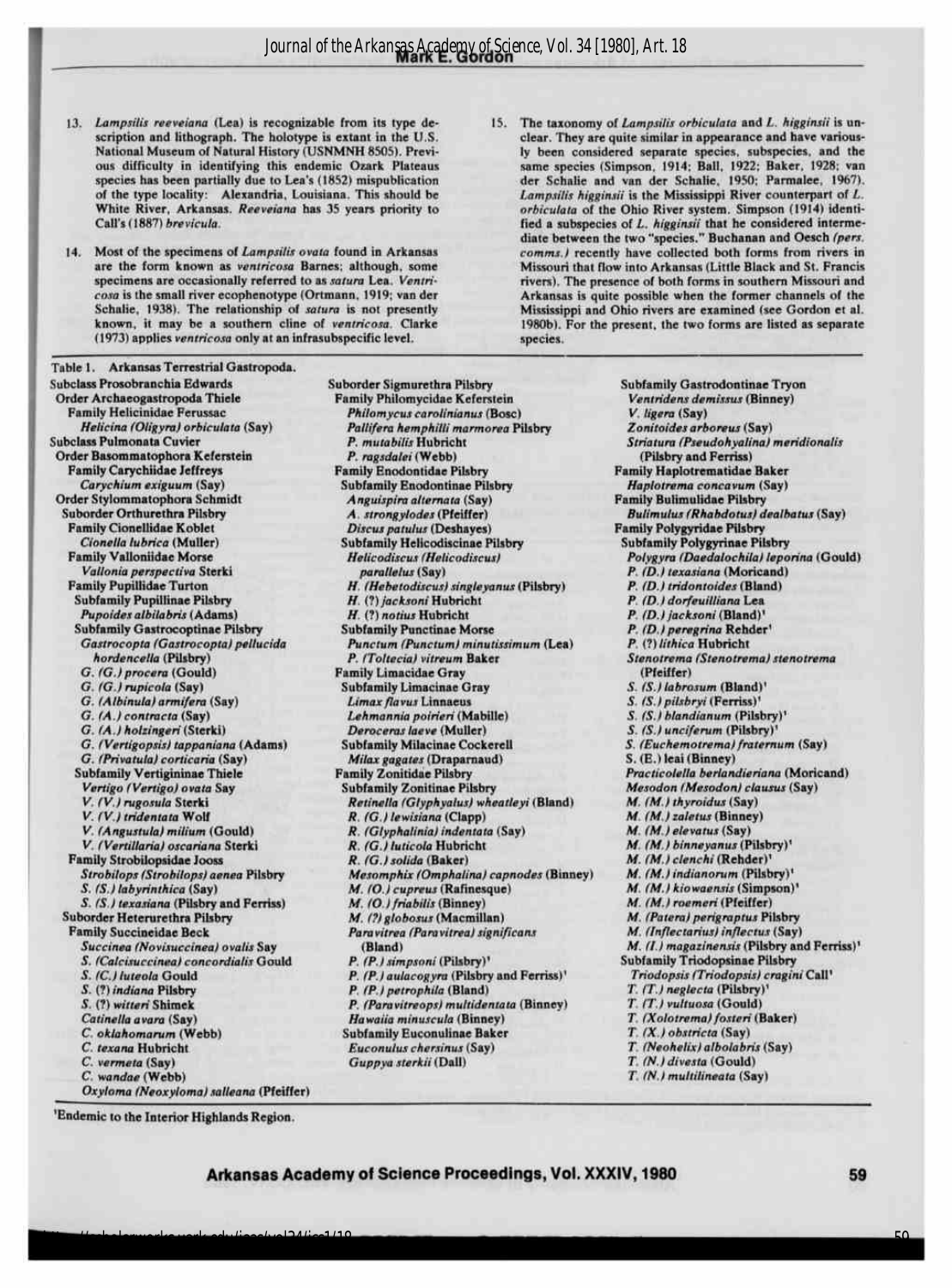13. *Lampsilis reeveiana* (Lea) is recognizable from its type description and lithograph. The holotype is extant in the U.S. National Museum of Natural History (USNMNH 8505). Previous difficulty in identifying this endemic Ozark Plateaus species has been partially due to Lea's (1852) mispublication of the type locality: Alexandria, Louisiana. This should be White River, Arkansas. *Reeveiana* has 35 years priority to Call's (1887) *brevicula*.

14. Most of the specimens of *Lampsilis ovata* found in Arkansas are the form known as *ventricosa* Barnes; although, some specimens are occasionally referred to as *satura* Lea. *Ventricosa* is the small river ecophenotype (Ortmann, 1919; van der Schalie, 1938). The relationship of *satura* is not presently known, it may be a southern cline of *ventricosa*. Clarke (1973) applies *ventricosa* only at an infrasubspecific level.

15. The taxonomy of *Lampsilis orbiculata* and *L. higginsii* is unclear. They are quite similar in appearance and have variously been considered separate species, subspecies, and the same species (Simpson, 1914; Ball, 1922; Baker, 1928; van der Schalie and van der Schalie, 1950; Parmalee, 1967). *Lampsilis higginsii* is the Mississippi River counterpart of *L. orbiculata* of the Ohio River system. Simpson (1914) identified a subspecies of *L. higginsii* that he considered intermediate between the two "species." Buchanan and Oesch *(pers. comms.)* recently have collected both forms from rivers in Missouri that flow into Arkansas (Little Black and St. Francis rivers). The presence of both forms in southern Missouri and Arkansas is quite possible when the former channels of the Mississippi and Ohio rivers are examined (see Gordon et al. 1980b). For the present, the two forms are listed as separate species.

Table 1. Arkansas Terrestrial Gastropoda.

Subclass Prosobranchia Edwards
- Order Archaeogastropoda Thiele
  - Family Helicinidae Ferussac
    - *Helicina (Oligyra) orbiculata* (Say)

Subclass Pulmonata Cuvier
- Order Basommatophora Keferstein
  - Family Carychiidae Jeffreys
    - *Carychium exiguum* (Say)
- Order Stylommatophora Schmidt
  - Suborder Orthurethra Pilsbry
    - Family Cionellidae Koblet
      - *Cionella lubrica* (Muller)
    - Family Valloniidae Morse
      - *Vallonia perspectiva* Sterki
    - Family Pupillidae Turton
      - Subfamily Pupillinae Pilsbry
        - *Pupoides albilabris* (Adams)
      - Subfamily Gastrocoptinae Pilsbry
        - *Gastrocopta (Gastrocopta) pellucida hordencella* (Pilsbry)
        - *G. (G.) procera* (Gould)
        - *G. (G.) rupicola* (Say)
        - *G. (Albinula) armifera* (Say)
        - *G. (A.) contracta* (Say)
        - *G. (A.) holzingeri* (Sterki)
        - *G. (Vertigopsis) tappaniana* (Adams)
        - *G. (Privatula) corticaria* (Say)
      - Subfamily Vertigininae Thiele
        - *Vertigo (Vertigo) ovata* Say
        - *V. (V.) rugosula* Sterki
        - *V. (V.) tridentata* Wolf
        - *V. (Angustula) milium* (Gould)
        - *V. (Vertillaria) oscariana* Sterki
    - Family Strobilopsidae Jooss
      - *Strobilops (Strobilops) aenea* Pilsbry
      - *S. (S.) labyrinthica* (Say)
      - *S. (S.) texasiana* (Pilsbry and Ferriss)
  - Suborder Heterurethra Pilsbry
    - Family Succineidae Beck
      - *Succinea (Novisuccinea) ovalis* Say
      - *S. (Calcisuccinea) concordialis* Gould
      - *S. (C.) luteola* Gould
      - *S. (?) indiana* Pilsbry
      - *S. (?) witteri* Shimek
      - *Catinella avara* (Say)
      - *C. oklahomarum* (Webb)
      - *C. texana* Hubricht
      - *C. vermeta* (Say)
      - *C. wandae* (Webb)
      - *Oxyloma (Neoxyloma) salleana* (Pfeiffer)
  - Suborder Sigmurethra Pilsbry
    - Family Philomycidae Keferstein
      - *Philomycus carolinianus* (Bosc)
      - *Pallifera hemphilli marmorea* Pilsbry
      - *P. mutabilis* Hubricht
      - *P. ragsdalei* (Webb)
    - Family Enodontidae Pilsbry
      - Subfamily Enodontinae Pilsbry
        - *Anguispira alternata* (Say)
        - *A. strongylodes* (Pfeiffer)
        - *Discus patulus* (Deshayes)
      - Subfamily Helicodiscinae Pilsbry
        - *Helicodiscus (Helicodiscus) parallelus* (Say)
        - *H. (Hebetodiscus) singleyanus* (Pilsbry)
        - *H. (?) jacksoni* Hubricht
        - *H. (?) notius* Hubricht
      - Subfamily Punctinae Morse
        - *Punctum (Punctum) minutissimum* (Lea)
        - *P. (Toltecia) vitreum* Baker
    - Family Limacidae Gray
      - Subfamily Limacinae Gray
        - *Limax flavus* Linnaeus
        - *Lehmannia poirieri* (Mabille)
        - *Deroceras laeve* (Muller)
      - Subfamily Milacinae Cockerell
        - *Milax gagates* (Draparnaud)
    - Family Zonitidae Pilsbry
      - Subfamily Zonitinae Pilsbry
        - *Retinella (Glyphyalus) wheatleyi* (Bland)
        - *R. (G.) lewisiana* (Clapp)
        - *R. (Glyphalinia) indentata* (Say)
        - *R. (G.) luticola* Hubricht
        - *R. (G.) solida* (Baker)
        - *Mesomphix (Omphalina) capnodes* (Binney)
        - *M. (O.) cupreus* (Rafinesque)
        - *M. (O.) friabilis* (Binney)
        - *M. (?) globosus* (Macmillan)
        - *Paravitrea (Paravitrea) significans* (Bland)
        - *P. (P.) simpsoni* (Pilsbry)[1]
        - *P. (P.) aulacogyra* (Pilsbry and Ferriss)[1]
        - *P. (P.) petrophila* (Bland)
        - *P. (Paravitreops) multidentata* (Binney)
        - *Hawaiia minuscula* (Binney)
      - Subfamily Euconulinae Baker
        - *Euconulus chersinus* (Say)
        - *Guppya sterkii* (Dall)
      - Subfamily Gastrodontinae Tryon
        - *Ventridens demissus* (Binney)
        - *V. ligera* (Say)
        - *Zonitoides arboreus* (Say)
        - *Striatura (Pseudohyalina) meridionalis* (Pilsbry and Ferriss)
    - Family Haplotrematidae Baker
      - *Haplotrema concavum* (Say)
    - Family Bulimulidae Pilsbry
      - *Bulimulus (Rhabdotus) dealbatus* (Say)
    - Family Polygyridae Pilsbry
      - Subfamily Polygyrinae Pilsbry
        - *Polygyra (Daedalochila) leporina* (Gould)
        - *P. (D.) texasiana* (Moricand)
        - *P. (D.) tridontoides* (Bland)
        - *P. (D.) dorfeuilliana* Lea
        - *P. (D.) jacksoni* (Bland)[1]
        - *P. (D.) peregrina* Rehder[1]
        - *P. (?) lithica* Hubricht
        - *Stenotrema (Stenotrema) stenotrema* (Pfeiffer)
        - *S. (S.) labrosum* (Bland)[1]
        - *S. (S.) pilsbryi* (Ferriss)[1]
        - *S. (S.) blandianum* (Pilsbry)[1]
        - *S. (S.) unciferum* (Pilsbry)[1]
        - *S. (Euchemotrema) fraternum* (Say)
        - *S. (E.) leai* (Binney)
        - *Practicolella berlandieriana* (Moricand)
        - *Mesodon (Mesodon) clausus* (Say)
        - *M. (M.) thyroidus* (Say)
        - *M. (M.) zaletus* (Binney)
        - *M. (M.) elevatus* (Say)
        - *M. (M.) binneyanus* (Pilsbry)[1]
        - *M. (M.) clenchi* (Rehder)[1]
        - *M. (M.) indianorum* (Pilsbry)[1]
        - *M. (M.) kiowaensis* (Simpson)[1]
        - *M. (M.) roemeri* (Pfeiffer)
        - *M. (Patera) perigraptus* Pilsbry
        - *M. (Inflectarius) inflectus* (Say)
        - *M. (I.) magazinensis* (Pilsbry and Ferriss)[1]
      - Subfamily Triodopsinae Pilsbry
        - *Triodopsis (Triodopsis) cragini* Call[1]
        - *T. (T.) neglecta* (Pilsbry)[1]
        - *T. (T.) vultuosa* (Gould)
        - *T. (Xolotrema) fosteri* (Baker)
        - *T. (X.) obstricta* (Say)
        - *T. (Neohelix) albolabris* (Say)
        - *T. (N.) divesta* (Gould)
        - *T. (N.) multilineata* (Say)

[1]Endemic to the Interior Highlands Region.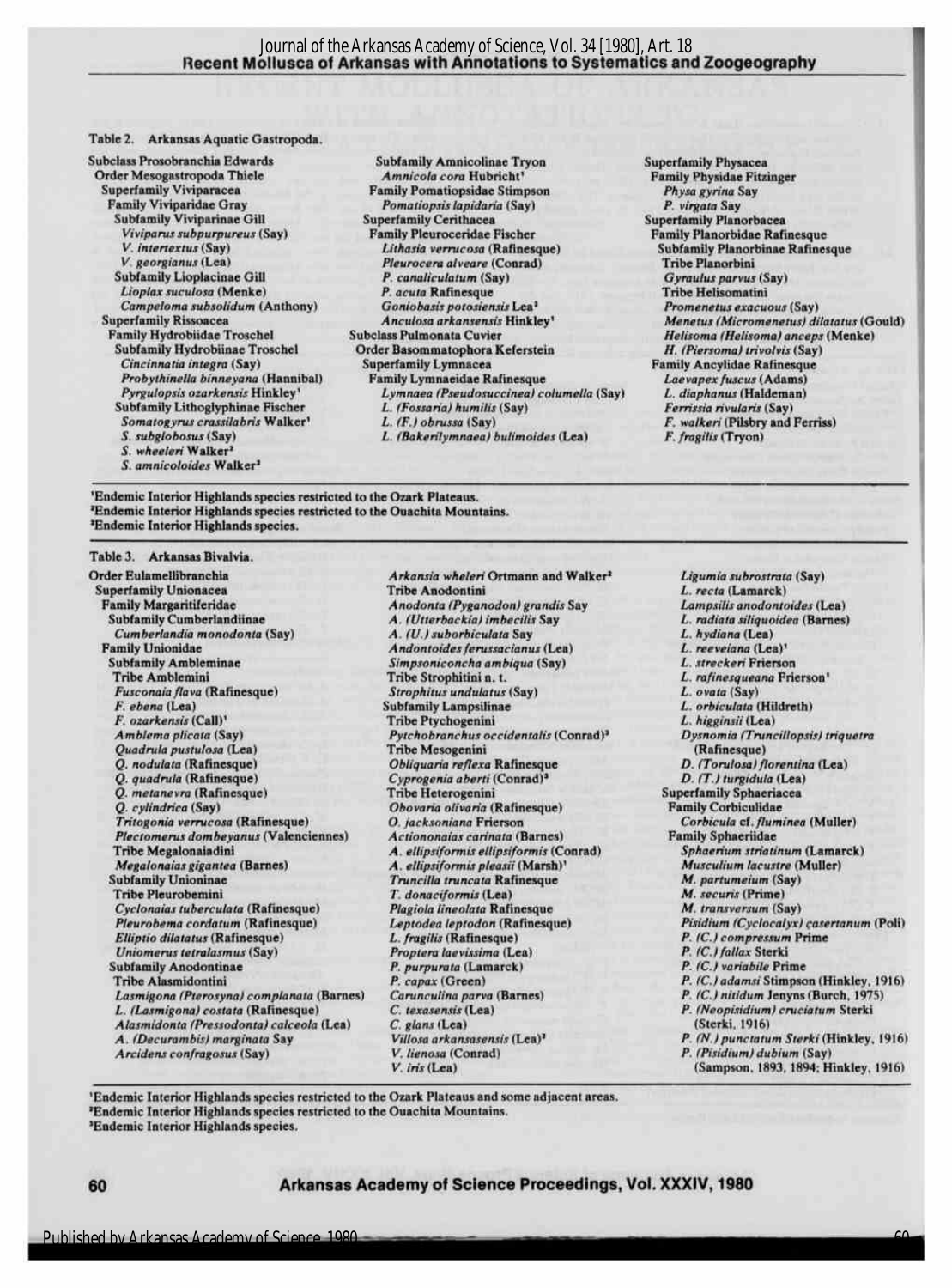# Recent Mollusca of Arkansas with Annotations to Systematics and Zoogeography

Table 2. Arkansas Aquatic Gastropoda.

Subclass Prosobranchia Edwards
Order Mesogastropoda Thiele
Superfamily Viviparacea
Family Viviparidae Gray
Subfamily Viviparinae Gill
*Viviparus subpurpureus* (Say)
*V. intertextus* (Say)
*V. georgianus* (Lea)
Subfamily Lioplacinae Gill
*Lioplax suculosa* (Menke)
*Campeloma subsolidum* (Anthony)
Superfamily Rissoacea
Family Hydrobiidae Troschel
Subfamily Hydrobiinae Troschel
*Cincinnatia integra* (Say)
*Probythinella binneyana* (Hannibal)
*Pyrgulopsis ozarkensis* Hinkley[1]
Subfamily Lithoglyphinae Fischer
*Somatogyrus crassilabris* Walker[1]
*S. subglobosus* (Say)
*S. wheeleri* Walker[2]
*S. amnicoloides* Walker[2]
Subfamily Amnicolinae Tryon
*Amnicola cora* Hubricht[1]
Family Pomatiopsidae Stimpson
*Pomatiopsis lapidaria* (Say)
Superfamily Cerithacea
Family Pleuroceridae Fischer
*Lithasia verrucosa* (Rafinesque)
*Pleurocera alveare* (Conrad)
*P. canaliculatum* (Say)
*P. acuta* Rafinesque
*Goniobasis potosiensis* Lea[3]
*Anculosa arkansensis* Hinkley[1]
Subclass Pulmonata Cuvier
Order Basommatophora Keferstein
Superfamily Lymnacea
Family Lymnaeidae Rafinesque
*Lymnaea (Pseudosuccinea) columella* (Say)
*L. (Fossaria) humilis* (Say)
*L. (F.) obrussa* (Say)
*L. (Bakerilymnaea) bulimoides* (Lea)
Superfamily Physacea
Family Physidae Fitzinger
*Physa gyrina* Say
*P. virgata* Say
Superfamily Planorbacea
Family Planorbidae Rafinesque
Subfamily Planorbinae Rafinesque
Tribe Planorbini
*Gyraulus parvus* (Say)
Tribe Helisomatini
*Promenetus exacuous* (Say)
*Menetus (Micromenetus) dilatatus* (Gould)
*Helisoma (Helisoma) anceps* (Menke)
*H. (Piersoma) trivolvis* (Say)
Family Ancylidae Rafinesque
*Laevapex fuscus* (Adams)
*L. diaphanus* (Haldeman)
*Ferrissia rivularis* (Say)
*F. walkeri* (Pilsbry and Ferriss)
*F. fragilis* (Tryon)

[1]Endemic Interior Highlands species restricted to the Ozark Plateaus.
[2]Endemic Interior Highlands species restricted to the Ouachita Mountains.
[3]Endemic Interior Highlands species.

Table 3. Arkansas Bivalvia.

Order Eulamellibranchia
Superfamily Unionacea
Family Margaritiferidae
Subfamily Cumberlandiinae
*Cumberlandia monodonta* (Say)
Family Unionidae
Subfamily Ambleminae
Tribe Amblemini
*Fusconaia flava* (Rafinesque)
*F. ebena* (Lea)
*F. ozarkensis* (Call)[1]
*Amblema plicata* (Say)
*Quadrula pustulosa* (Lea)
*Q. nodulata* (Rafinesque)
*Q. quadrula* (Rafinesque)
*Q. metanevra* (Rafinesque)
*Q. cylindrica* (Say)
*Tritogonia verrucosa* (Rafinesque)
*Plectomerus dombeyanus* (Valenciennes)
Tribe Megalonaiadini
*Megalonaias gigantea* (Barnes)
Subfamily Unioninae
Tribe Pleurobemini
*Cyclonaias tuberculata* (Rafinesque)
*Pleurobema cordatum* (Rafinesque)
*Elliptio dilatatus* (Rafinesque)
*Uniomerus tetralasmus* (Say)
Subfamily Anodontinae
Tribe Alasmidontini
*Lasmigona (Pterosyna) complanata* (Barnes)
*L. (Lasmigona) costata* (Rafinesque)
*Alasmidonta (Pressodonta) calceola* (Lea)
*A. (Decurambis) marginata* Say
*Arcidens confragosus* (Say)
*Arkansia wheleri* Ortmann and Walker[2]
Tribe Anodontini
*Anodonta (Pyganodon) grandis* Say
*A. (Utterbackia) imbecilis* Say
*A. (U.) suborbiculata* Say
*Andontoides ferussacianus* (Lea)
*Simpsoniconcha ambiqua* (Say)
Tribe Strophitini n. t.
*Strophitus undulatus* (Say)
Subfamily Lampsilinae
Tribe Ptychogenini
*Pytchobranchus occidentalis* (Conrad)[3]
Tribe Mesogenini
*Obliquaria reflexa* Rafinesque
*Cyprogenia aberti* (Conrad)[3]
Tribe Heterogenini
*Obovaria olivaria* (Rafinesque)
*O. jacksoniana* Frierson
*Actiononaias carinata* (Barnes)
*A. ellipsiformis ellipsiformis* (Conrad)
*A. ellipsiformis pleasii* (Marsh)[1]
*Truncilla truncata* Rafinesque
*T. donaciformis* (Lea)
*Plagiola lineolata* Rafinesque
*Leptodea leptodon* (Rafinesque)
*L. fragilis* (Rafinesque)
*Proptera laevissima* (Lea)
*P. purpurata* (Lamarck)
*P. capax* (Green)
*Carunculina parva* (Barnes)
*C. texasensis* (Lea)
*C. glans* (Lea)
*Villosa arkansasensis* (Lea)[2]
*V. lienosa* (Conrad)
*V. iris* (Lea)
*Ligumia subrostrata* (Say)
*L. recta* (Lamarck)
*Lampsilis anodontoides* (Lea)
*L. radiata siliquoidea* (Barnes)
*L. hydiana* (Lea)
*L. reeveiana* (Lea)[1]
*L. streckeri* Frierson
*L. rafinesqueana* Frierson[1]
*L. ovata* (Say)
*L. orbiculata* (Hildreth)
*L. higginsii* (Lea)
*Dysnomia (Truncillopsis) triquetra* (Rafinesque)
*D. (Torulosa) florentina* (Lea)
*D. (T.) turgidula* (Lea)
Superfamily Sphaeriacea
Family Corbiculidae
*Corbicula* cf. *fluminea* (Muller)
Family Sphaeriidae
*Sphaerium striatinum* (Lamarck)
*Musculium lacustre* (Muller)
*M. partumeium* (Say)
*M. securis* (Prime)
*M. transversum* (Say)
*Pisidium (Cyclocalyx) çasertanum* (Poli)
*P. (C.) compressum* Prime
*P. (C.) fallax* Sterki
*P. (C.) variabile* Prime
*P. (C.) adamsi* Stimpson (Hinkley, 1916)
*P. (C.) nitidum* Jenyns (Burch, 1975)
*P. (Neopisidium) cruciatum* Sterki (Sterki, 1916)
*P. (N.) punctatum* Sterki (Hinkley, 1916)
*P. (Pisidium) dubium* (Say) (Sampson, 1893, 1894; Hinkley, 1916)

[1]Endemic Interior Highlands species restricted to the Ozark Plateaus and some adjacent areas.
[2]Endemic Interior Highlands species restricted to the Ouachita Mountains.
[3]Endemic Interior Highlands species.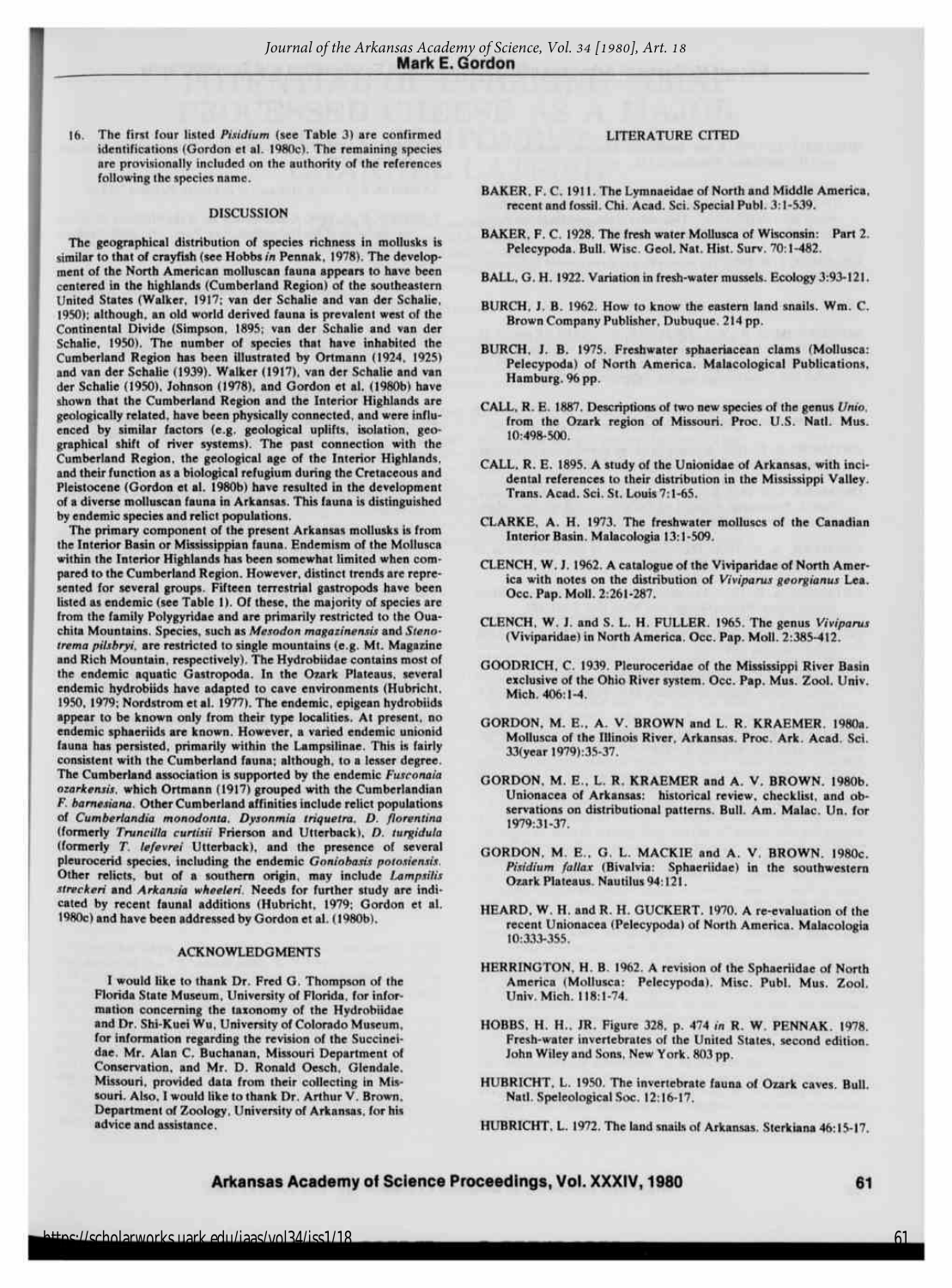16. The first four listed *Pisidium* (see Table 3) are confirmed identifications (Gordon et al. 1980c). The remaining species are provisionally included on the authority of the references following the species name.

## DISCUSSION

The geographical distribution of species richness in mollusks is similar to that of crayfish (see Hobbs *in* Pennak, 1978). The development of the North American molluscan fauna appears to have been centered in the highlands (Cumberland Region) of the southeastern United States (Walker, 1917; van der Schalie and van der Schalie, 1950); although, an old world derived fauna is prevalent west of the Continental Divide (Simpson, 1895; van der Schalie and van der Schalie, 1950). The number of species that have inhabited the Cumberland Region has been illustrated by Ortmann (1924, 1925) and van der Schalie (1939). Walker (1917), van der Schalie and van der Schalie (1950), Johnson (1978), and Gordon et al. (1980b) have shown that the Cumberland Region and the Interior Highlands are geologically related, have been physically connected, and were influenced by similar factors (e.g. geological uplifts, isolation, geographical shift of river systems). The past connection with the Cumberland Region, the geological age of the Interior Highlands, and their function as a biological refugium during the Cretaceous and Pleistocene (Gordon et al. 1980b) have resulted in the development of a diverse molluscan fauna in Arkansas. This fauna is distinguished by endemic species and relict populations.

The primary component of the present Arkansas mollusks is from the Interior Basin or Mississippian fauna. Endemism of the Mollusca within the Interior Highlands has been somewhat limited when compared to the Cumberland Region. However, distinct trends are represented for several groups. Fifteen terrestrial gastropods have been listed as endemic (see Table 1). Of these, the majority of species are from the family Polygyridae and are primarily restricted to the Ouachita Mountains. Species, such as *Mesodon magazinensis* and *Stenotrema pilsbryi*, are restricted to single mountains (e.g. Mt. Magazine and Rich Mountain, respectively). The Hydrobiidae contains most of the endemic aquatic Gastropoda. In the Ozark Plateaus, several endemic hydrobiids have adapted to cave environments (Hubricht, 1950, 1979; Nordstrom et al. 1977). The endemic, epigean hydrobiids appear to be known only from their type localities. At present, no endemic sphaeriids are known. However, a varied endemic unionid fauna has persisted, primarily within the Lampsilinae. This is fairly consistent with the Cumberland fauna; although, to a lesser degree. The Cumberland association is supported by the endemic *Fusconaia ozarkensis*, which Ortmann (1917) grouped with the Cumberlandian *F. barnesiana*. Other Cumberland affinities include relict populations of *Cumberlandia monodonta*, *Dysonmia triquetra*, *D. florentina* (formerly *Truncilla curtisii* Frierson and Utterback), *D. turgidula* (formerly *T. lefevrei* Utterback), and the presence of several pleurocerid species, including the endemic *Goniobasis potosiensis*. Other relicts, but of a southern origin, may include *Lampsilis streckeri* and *Arkansia wheeleri*. Needs for further study are indicated by recent faunal additions (Hubricht, 1979; Gordon et al. 1980c) and have been addressed by Gordon et al. (1980b).

## ACKNOWLEDGMENTS

I would like to thank Dr. Fred G. Thompson of the Florida State Museum, University of Florida, for information concerning the taxonomy of the Hydrobiidae and Dr. Shi-Kuei Wu, University of Colorado Museum, for information regarding the revision of the Succineidae. Mr. Alan C. Buchanan, Missouri Department of Conservation, and Mr. D. Ronald Oesch, Glendale, Missouri, provided data from their collecting in Missouri. Also, I would like to thank Dr. Arthur V. Brown, Department of Zoology, University of Arkansas, for his advice and assistance.

## LITERATURE CITED

BAKER, F. C. 1911. The Lymnaeidae of North and Middle America, recent and fossil. Chi. Acad. Sci. Special Publ. 3:1-539.

BAKER, F. C. 1928. The fresh water Mollusca of Wisconsin: Part 2. Pelecypoda. Bull. Wisc. Geol. Nat. Hist. Surv. 70:1-482.

BALL, G. H. 1922. Variation in fresh-water mussels. Ecology 3:93-121.

BURCH, J. B. 1962. How to know the eastern land snails. Wm. C. Brown Company Publisher, Dubuque. 214 pp.

BURCH, J. B. 1975. Freshwater sphaeriacean clams (Mollusca: Pelecypoda) of North America. Malacological Publications, Hamburg. 96 pp.

CALL, R. E. 1887. Descriptions of two new species of the genus *Unio*, from the Ozark region of Missouri. Proc. U.S. Natl. Mus. 10:498-500.

CALL, R. E. 1895. A study of the Unionidae of Arkansas, with incidental references to their distribution in the Mississippi Valley. Trans. Acad. Sci. St. Louis 7:1-65.

CLARKE, A. H. 1973. The freshwater molluscs of the Canadian Interior Basin. Malacologia 13:1-509.

CLENCH, W. J. 1962. A catalogue of the Viviparidae of North America with notes on the distribution of *Viviparus georgianus* Lea. Occ. Pap. Moll. 2:261-287.

CLENCH, W. J. and S. L. H. FULLER. 1965. The genus *Viviparus* (Viviparidae) in North America. Occ. Pap. Moll. 2:385-412.

GOODRICH, C. 1939. Pleuroceridae of the Mississippi River Basin exclusive of the Ohio River system. Occ. Pap. Mus. Zool. Univ. Mich. 406:1-4.

GORDON, M. E., A. V. BROWN and L. R. KRAEMER. 1980a. Mollusca of the Illinois River, Arkansas. Proc. Ark. Acad. Sci. 33(year 1979):35-37.

GORDON, M. E., L. R. KRAEMER and A. V. BROWN. 1980b. Unionacea of Arkansas: historical review, checklist, and observations on distributional patterns. Bull. Am. Malac. Un. for 1979:31-37.

GORDON, M. E., G. L. MACKIE and A. V. BROWN. 1980c. *Pisidium fallax* (Bivalvia: Sphaeriidae) in the southwestern Ozark Plateaus. Nautilus 94:121.

HEARD, W. H. and R. H. GUCKERT. 1970. A re-evaluation of the recent Unionacea (Pelecypoda) of North America. Malacologia 10:333-355.

HERRINGTON, H. B. 1962. A revision of the Sphaeriidae of North America (Mollusca: Pelecypoda). Misc. Publ. Mus. Zool. Univ. Mich. 118:1-74.

HOBBS, H. H., JR. Figure 328, p. 474 *in* R. W. PENNAK. 1978. Fresh-water invertebrates of the United States, second edition. John Wiley and Sons, New York. 803 pp.

HUBRICHT, L. 1950. The invertebrate fauna of Ozark caves. Bull. Natl. Speleological Soc. 12:16-17.

HUBRICHT, L. 1972. The land snails of Arkansas. Sterkiana 46:15-17.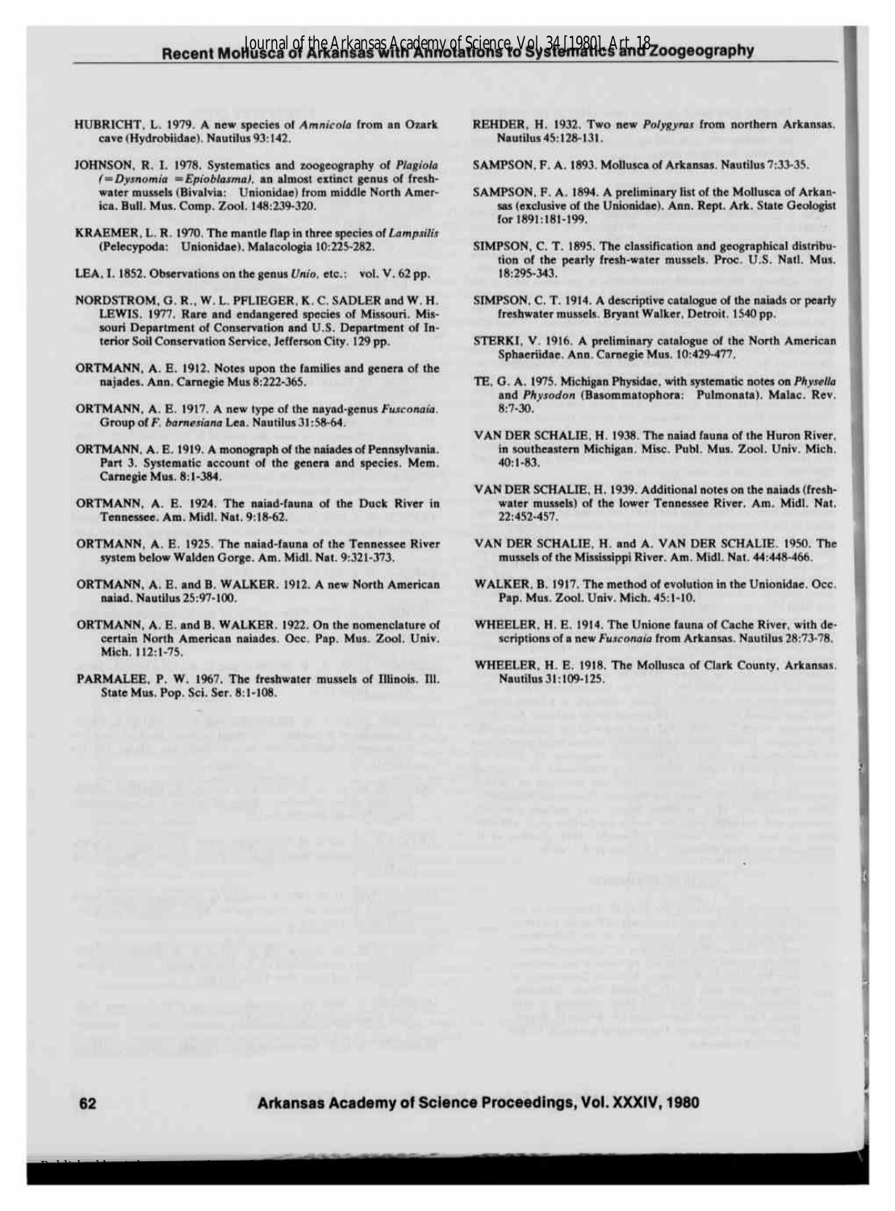HUBRICHT, L. 1979. A new species of *Amnicola* from an Ozark cave (Hydrobiidae). Nautilus 93:142.

JOHNSON, R. I. 1978. Systematics and zoogeography of *Plagiola (=Dysnomia =Epioblasma)*, an almost extinct genus of freshwater mussels (Bivalvia: Unionidae) from middle North America. Bull. Mus. Comp. Zool. 148:239-320.

KRAEMER, L. R. 1970. The mantle flap in three species of *Lampsilis* (Pelecypoda: Unionidae). Malacologia 10:225-282.

LEA, I. 1852. Observations on the genus *Unio*, etc.: vol. V. 62 pp.

NORDSTROM, G. R., W. L. PFLIEGER, K. C. SADLER and W. H. LEWIS. 1977. Rare and endangered species of Missouri. Missouri Department of Conservation and U.S. Department of Interior Soil Conservation Service, Jefferson City. 129 pp.

ORTMANN, A. E. 1912. Notes upon the families and genera of the najades. Ann. Carnegie Mus 8:222-365.

ORTMANN, A. E. 1917. A new type of the nayad-genus *Fusconaia*. Group of *F. barnesiana* Lea. Nautilus 31:58-64.

ORTMANN, A. E. 1919. A monograph of the naiades of Pennsylvania. Part 3. Systematic account of the genera and species. Mem. Carnegie Mus. 8:1-384.

ORTMANN, A. E. 1924. The naiad-fauna of the Duck River in Tennessee. Am. Midl. Nat. 9:18-62.

ORTMANN, A. E. 1925. The naiad-fauna of the Tennessee River system below Walden Gorge. Am. Midl. Nat. 9:321-373.

ORTMANN, A. E. and B. WALKER. 1912. A new North American naiad. Nautilus 25:97-100.

ORTMANN, A. E. and B. WALKER. 1922. On the nomenclature of certain North American naiades. Occ. Pap. Mus. Zool. Univ. Mich. 112:1-75.

PARMALEE, P. W. 1967. The freshwater mussels of Illinois. Ill. State Mus. Pop. Sci. Ser. 8:1-108.

REHDER, H. 1932. Two new *Polygyras* from northern Arkansas. Nautilus 45:128-131.

SAMPSON, F. A. 1893. Mollusca of Arkansas. Nautilus 7:33-35.

SAMPSON, F. A. 1894. A preliminary list of the Mollusca of Arkansas (exclusive of the Unionidae). Ann. Rept. Ark. State Geologist for 1891:181-199.

SIMPSON, C. T. 1895. The classification and geographical distribution of the pearly fresh-water mussels. Proc. U.S. Natl. Mus. 18:295-343.

SIMPSON, C. T. 1914. A descriptive catalogue of the naiads or pearly freshwater mussels. Bryant Walker, Detroit. 1540 pp.

STERKI, V. 1916. A preliminary catalogue of the North American Sphaeriidae. Ann. Carnegie Mus. 10:429-477.

TE, G. A. 1975. Michigan Physidae, with systematic notes on *Physella* and *Physodon* (Basommatophora: Pulmonata). Malac. Rev. 8:7-30.

VAN DER SCHALIE, H. 1938. The naiad fauna of the Huron River, in southeastern Michigan. Misc. Publ. Mus. Zool. Univ. Mich. 40:1-83.

VAN DER SCHALIE, H. 1939. Additional notes on the naiads (freshwater mussels) of the lower Tennessee River. Am. Midl. Nat. 22:452-457.

VAN DER SCHALIE, H. and A. VAN DER SCHALIE. 1950. The mussels of the Mississippi River. Am. Midl. Nat. 44:448-466.

WALKER, B. 1917. The method of evolution in the Unionidae. Occ. Pap. Mus. Zool. Univ. Mich. 45:1-10.

WHEELER, H. E. 1914. The Unione fauna of Cache River, with descriptions of a new *Fusconaia* from Arkansas. Nautilus 28:73-78.

WHEELER, H. E. 1918. The Mollusca of Clark County, Arkansas. Nautilus 31:109-125.